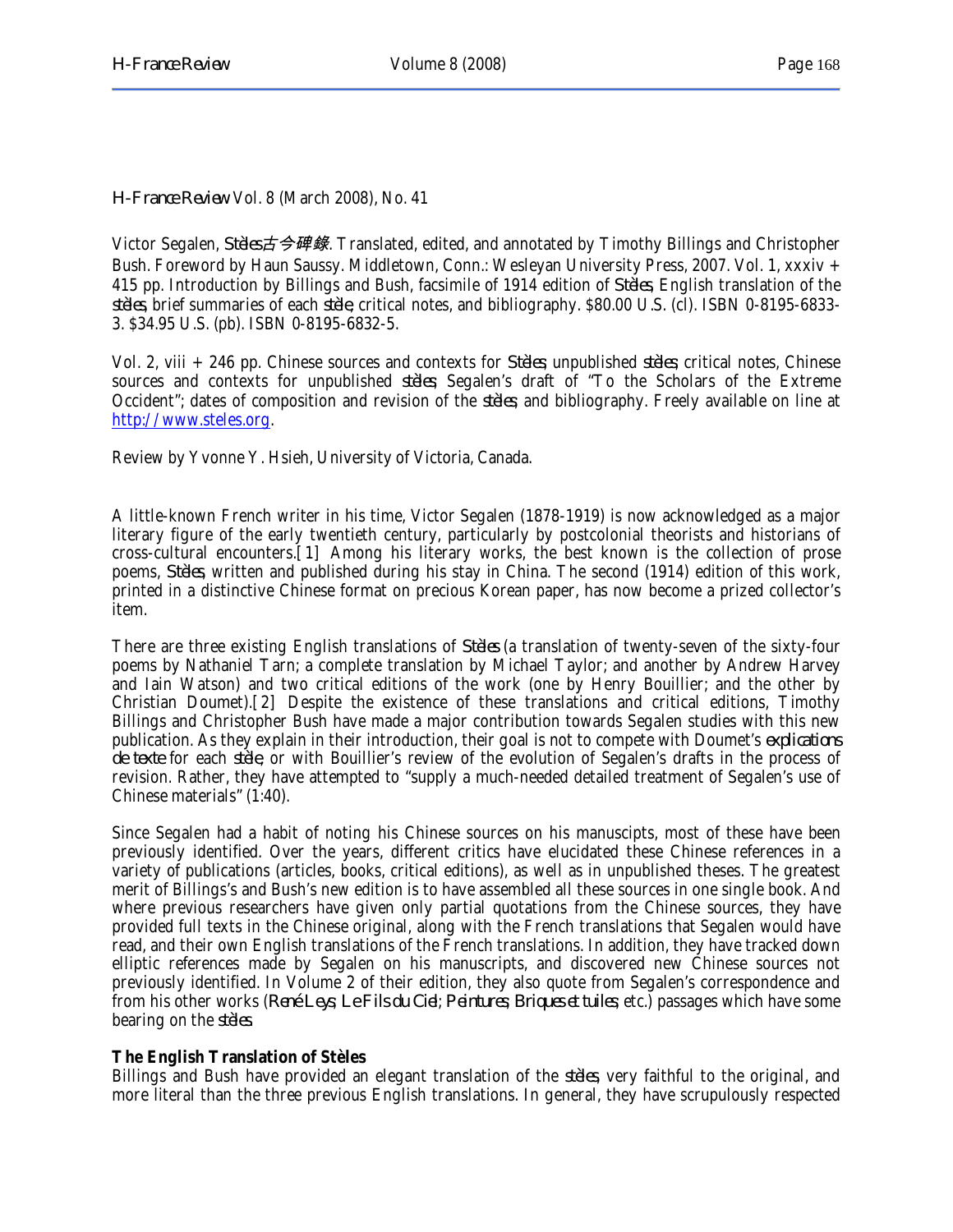*H-France Review* Vol. 8 (March 2008), No. 41

Victor Segalen, *Stèles 古今碑錄*. Translated, edited, and annotated by Timothy Billings and Christopher Bush. Foreword by Haun Saussy. Middletown, Conn.: Wesleyan University Press, 2007. Vol. 1, xxxiv + 415 pp. Introduction by Billings and Bush, facsimile of 1914 edition of *Stèles*, English translation of the *stèles*, brief summaries of each *stèle*, critical notes, and bibliography. $80.00 U.S. (cl). ISBN 0-8195-6833-3. $34.95 U.S. (pb). ISBN 0-8195-6832-5.

Vol. 2, viii + 246 pp. Chinese sources and contexts for *Stèles*; unpublished *stèles*; critical notes, Chinese sources and contexts for unpublished *stèles*; Segalen's draft of "To the Scholars of the Extreme Occident"; dates of composition and revision of the *stèles*; and bibliography. Freely available on line at http://www.steles.org.

Review by Yvonne Y. Hsieh, University of Victoria, Canada.

A little-known French writer in his time, Victor Segalen (1878-1919) is now acknowledged as a major literary figure of the early twentieth century, particularly by postcolonial theorists and historians of cross-cultural encounters.[1] Among his literary works, the best known is the collection of prose poems, *Stèles*, written and published during his stay in China. The second (1914) edition of this work, printed in a distinctive Chinese format on precious Korean paper, has now become a prized collector's item.

There are three existing English translations of *Stèles* (a translation of twenty-seven of the sixty-four poems by Nathaniel Tarn; a complete translation by Michael Taylor; and another by Andrew Harvey and Iain Watson) and two critical editions of the work (one by Henry Bouillier; and the other by Christian Doumet).[2] Despite the existence of these translations and critical editions, Timothy Billings and Christopher Bush have made a major contribution towards Segalen studies with this new publication. As they explain in their introduction, their goal is not to compete with Doumet's *explications de texte* for each *stèle*, or with Bouillier's review of the evolution of Segalen's drafts in the process of revision. Rather, they have attempted to "supply a much-needed detailed treatment of Segalen's use of Chinese materials" (1:40).

Since Segalen had a habit of noting his Chinese sources on his manuscipts, most of these have been previously identified. Over the years, different critics have elucidated these Chinese references in a variety of publications (articles, books, critical editions), as well as in unpublished theses. The greatest merit of Billings's and Bush's new edition is to have assembled all these sources in one single book. And where previous researchers have given only partial quotations from the Chinese sources, they have provided full texts in the Chinese original, along with the French translations that Segalen would have read, and their own English translations of the French translations. In addition, they have tracked down elliptic references made by Segalen on his manuscripts, and discovered new Chinese sources not previously identified. In Volume 2 of their edition, they also quote from Segalen's correspondence and from his other works (*René Leys*; *Le Fils du Ciel*; *Peintures*; *Briques et tuiles*; etc.) passages which have some bearing on the *stèles*.

**The English Translation of Stèles**

Billings and Bush have provided an elegant translation of the *stèles*, very faithful to the original, and more literal than the three previous English translations. In general, they have scrupulously respected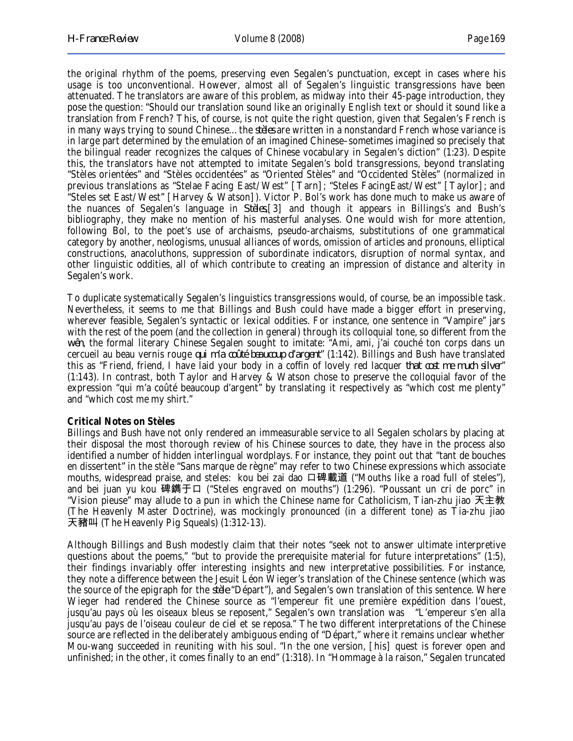the original rhythm of the poems, preserving even Segalen's punctuation, except in cases where his usage is too unconventional. However, almost all of Segalen's linguistic transgressions have been attenuated. The translators are aware of this problem, as midway into their 45-page introduction, they pose the question: "Should our translation sound like an originally English text or should it sound like a translation from French? This, of course, is not quite the right question, given that Segalen's French is in many ways trying to sound Chinese...the *stèles* are written in a nonstandard French whose variance is in large part determined by the emulation of an imagined Chinese–sometimes imagined so precisely that the bilingual reader recognizes the calques of Chinese vocabulary in Segalen's diction" (1:23). Despite this, the translators have not attempted to imitate Segalen's bold transgressions, beyond translating "Stèles orientées" and "Stèles occidentées" as "Oriented Stèles" and "Occidented Stèles" (normalized in previous translations as "Stelae Facing East/West" [Tarn]; "Steles FacingEast/West" [Taylor]; and "Steles set East/West" [Harvey & Watson]). Victor P. Bol's work has done much to make us aware of the nuances of Segalen's language in *Stèles*,[3] and though it appears in Billings's and Bush's bibliography, they make no mention of his masterful analyses. One would wish for more attention, following Bol, to the poet's use of archaisms, pseudo-archaisms, substitutions of one grammatical category by another, neologisms, unusual alliances of words, omission of articles and pronouns, elliptical constructions, anacoluthons, suppression of subordinate indicators, disruption of normal syntax, and other linguistic oddities, all of which contribute to creating an impression of distance and alterity in Segalen's work.

To duplicate systematically Segalen's linguistics transgressions would, of course, be an impossible task. Nevertheless, it seems to me that Billings and Bush could have made a bigger effort in preserving, wherever feasible, Segalen's syntactic or lexical oddities. For instance, one sentence in "Vampire" jars with the rest of the poem (and the collection in general) through its colloquial tone, so different from the *wên*, the formal literary Chinese Segalen sought to imitate: "Ami, ami, j'ai couché ton corps dans un cercueil au beau vernis rouge *qui m'a coûté beaucoup d'argent*" (1:142). Billings and Bush have translated this as "Friend, friend, I have laid your body in a coffin of lovely red lacquer *that cost me much silver*" (1:143). In contrast, both Taylor and Harvey & Watson chose to preserve the colloquial favor of the expression "qui m'a coûté beaucoup d'argent" by translating it respectively as "which cost me plenty" and "which cost me my shirt."

**Critical Notes on Stèles**

Billings and Bush have not only rendered an immeasurable service to all Segalen scholars by placing at their disposal the most thorough review of his Chinese sources to date, they have in the process also identified a number of hidden interlingual wordplays. For instance, they point out that "tant de bouches en dissertent" in the stèle "Sans marque de règne" may refer to two Chinese expressions which associate mouths, widespread praise, and steles: kou bei zai dao 口碑載道 ("Mouths like a road full of steles"), and bei juan yu kou 碑鐫于口 ("Steles engraved on mouths") (1:296). "Poussant un cri de porc" in "Vision pieuse" may allude to a pun in which the Chinese name for Catholicism, Tian-zhu jiao 天主教 (The Heavenly Master Doctrine), was mockingly pronounced (in a different tone) as Tia-zhu jiao 天豬叫 (The Heavenly Pig Squeals) (1:312-13).

Although Billings and Bush modestly claim that their notes "seek not to answer ultimate interpretive questions about the poems," "but to provide the prerequisite material for future interpretations" (1:5), their findings invariably offer interesting insights and new interpretative possibilities. For instance, they note a difference between the Jesuit Léon Wieger's translation of the Chinese sentence (which was the source of the epigraph for the *stèle* "Départ"), and Segalen's own translation of this sentence. Where Wieger had rendered the Chinese source as "l'empereur fit une première expédition dans l'ouest, jusqu'au pays où les oiseaux bleus se reposent," Segalen's own translation was "L'empereur s'en alla jusqu'au pays de l'oiseau couleur de ciel et se reposa." The two different interpretations of the Chinese source are reflected in the deliberately ambiguous ending of "Départ," where it remains unclear whether Mou-wang succeeded in reuniting with his soul. "In the one version, [his] quest is forever open and unfinished; in the other, it comes finally to an end" (1:318). In "Hommage à la raison," Segalen truncated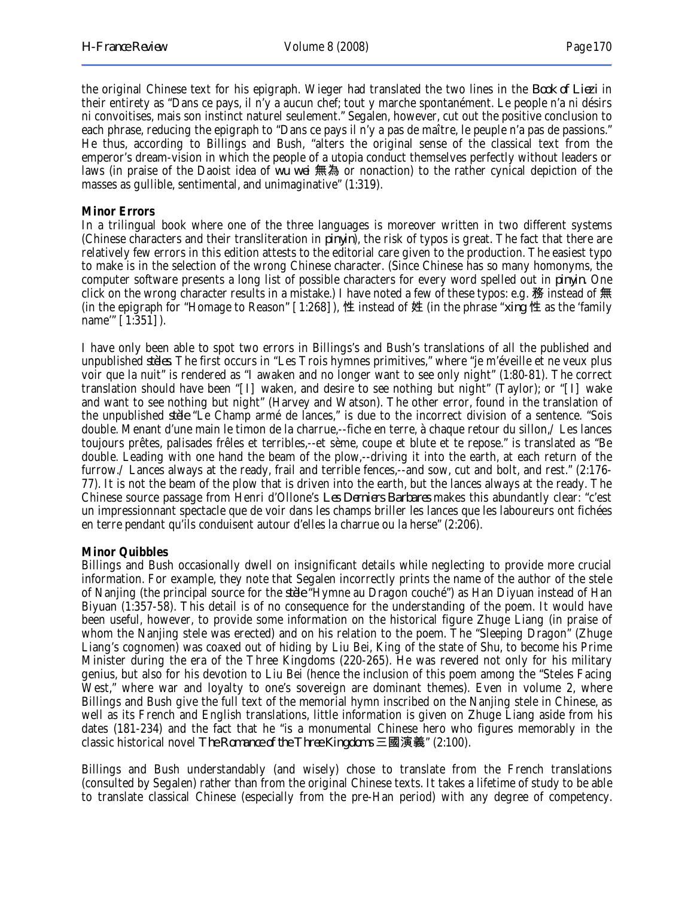the original Chinese text for his epigraph. Wieger had translated the two lines in the *Book of Liezi* in their entirety as "Dans ce pays, il n'y a aucun chef; tout y marche spontanément. Le people n'a ni désirs ni convoitises, mais son instinct naturel seulement." Segalen, however, cut out the positive conclusion to each phrase, reducing the epigraph to "Dans ce pays il n'y a pas de maître, le peuple n'a pas de passions." He thus, according to Billings and Bush, "alters the original sense of the classical text from the emperor's dream-vision in which the people of a utopia conduct themselves perfectly without leaders or laws (in praise of the Daoist idea of *wu wei* 無為 or nonaction) to the rather cynical depiction of the masses as gullible, sentimental, and unimaginative" (1:319).

**Minor Errors**

In a trilingual book where one of the three languages is moreover written in two different systems (Chinese characters and their transliteration in *pinyin*), the risk of typos is great. The fact that there are relatively few errors in this edition attests to the editorial care given to the production. The easiest typo to make is in the selection of the wrong Chinese character. (Since Chinese has so many homonyms, the computer software presents a long list of possible characters for every word spelled out in *pinyin*. One click on the wrong character results in a mistake.) I have noted a few of these typos: e.g. 務 instead of 無 (in the epigraph for "Homage to Reason" [1:268]), 性 instead of 姓 (in the phrase "*xing* 性 as the 'family name'" [1:351]).

I have only been able to spot two errors in Billings's and Bush's translations of all the published and unpublished *stèles*. The first occurs in "Les Trois hymnes primitives," where "je m'éveille et ne veux plus voir que la nuit" is rendered as "I awaken and no longer want to see only night" (1:80-81). The correct translation should have been "[I] waken, and desire to see nothing but night" (Taylor); or "[I] wake and want to see nothing but night" (Harvey and Watson). The other error, found in the translation of the unpublished *stèle* "Le Champ armé de lances," is due to the incorrect division of a sentence. "Sois double. Menant d'une main le timon de la charrue,--fiche en terre, à chaque retour du sillon,/ Les lances toujours prêtes, palisades frêles et terribles,--et sème, coupe et blute et te repose." is translated as "Be double. Leading with one hand the beam of the plow,--driving it into the earth, at each return of the furrow./ Lances always at the ready, frail and terrible fences,--and sow, cut and bolt, and rest." (2:176-77). It is not the beam of the plow that is driven into the earth, but the lances always at the ready. The Chinese source passage from Henri d'Ollone's *Les Derniers Barbares* makes this abundantly clear: "c'est un impressionnant spectacle que de voir dans les champs briller les lances que les laboureurs ont fichées en terre pendant qu'ils conduisent autour d'elles la charrue ou la herse" (2:206).

**Minor Quibbles**

Billings and Bush occasionally dwell on insignificant details while neglecting to provide more crucial information. For example, they note that Segalen incorrectly prints the name of the author of the stele of Nanjing (the principal source for the *stèle* "Hymne au Dragon couché") as Han Diyuan instead of Han Biyuan (1:357-58). This detail is of no consequence for the understanding of the poem. It would have been useful, however, to provide some information on the historical figure Zhuge Liang (in praise of whom the Nanjing stele was erected) and on his relation to the poem. The "Sleeping Dragon" (Zhuge Liang's cognomen) was coaxed out of hiding by Liu Bei, King of the state of Shu, to become his Prime Minister during the era of the Three Kingdoms (220-265). He was revered not only for his military genius, but also for his devotion to Liu Bei (hence the inclusion of this poem among the "Steles Facing West," where war and loyalty to one's sovereign are dominant themes). Even in volume 2, where Billings and Bush give the full text of the memorial hymn inscribed on the Nanjing stele in Chinese, as well as its French and English translations, little information is given on Zhuge Liang aside from his dates (181-234) and the fact that he "is a monumental Chinese hero who figures memorably in the classic historical novel *The Romance of the Three Kingdoms* 三國演義" (2:100).

Billings and Bush understandably (and wisely) chose to translate from the French translations (consulted by Segalen) rather than from the original Chinese texts. It takes a lifetime of study to be able to translate classical Chinese (especially from the pre-Han period) with any degree of competency.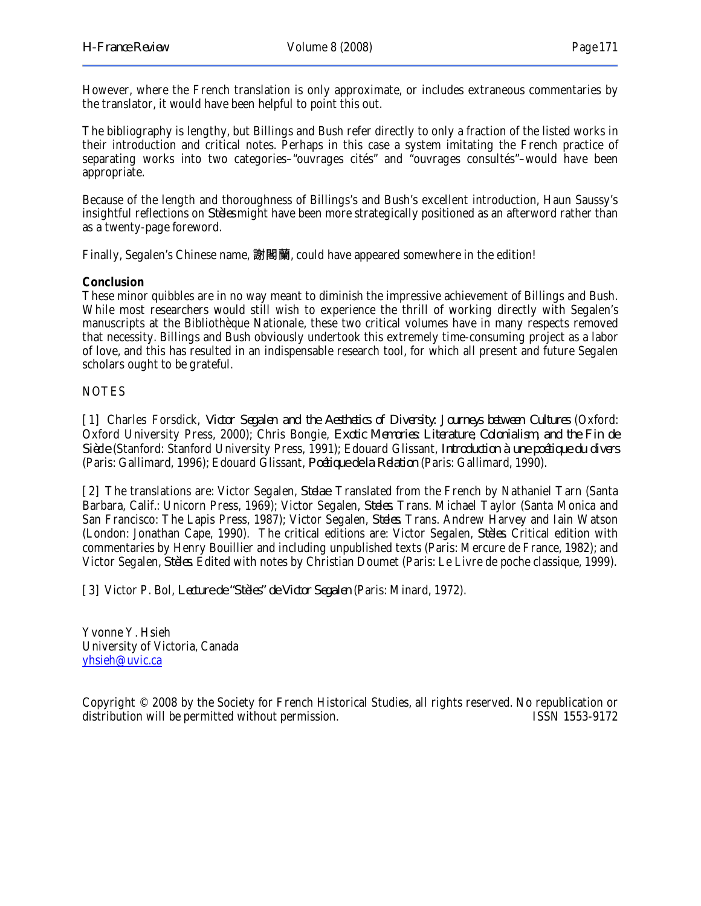However, where the French translation is only approximate, or includes extraneous commentaries by the translator, it would have been helpful to point this out.

The bibliography is lengthy, but Billings and Bush refer directly to only a fraction of the listed works in their introduction and critical notes. Perhaps in this case a system imitating the French practice of separating works into two categories–"ouvrages cités" and "ouvrages consultés"–would have been appropriate.

Because of the length and thoroughness of Billings's and Bush's excellent introduction, Haun Saussy's insightful reflections on *Stèles* might have been more strategically positioned as an afterword rather than as a twenty-page foreword.

Finally, Segalen's Chinese name, 謝閣蘭, could have appeared somewhere in the edition!

**Conclusion**

These minor quibbles are in no way meant to diminish the impressive achievement of Billings and Bush. While most researchers would still wish to experience the thrill of working directly with Segalen's manuscripts at the Bibliothèque Nationale, these two critical volumes have in many respects removed that necessity. Billings and Bush obviously undertook this extremely time-consuming project as a labor of love, and this has resulted in an indispensable research tool, for which all present and future Segalen scholars ought to be grateful.

NOTES

[1] Charles Forsdick, *Victor Segalen and the Aesthetics of Diversity: Journeys between Cultures* (Oxford: Oxford University Press, 2000); Chris Bongie, *Exotic Memories: Literature, Colonialism, and the Fin de Siècle* (Stanford: Stanford University Press, 1991); Edouard Glissant, *Introduction à une poétique du divers* (Paris: Gallimard, 1996); Edouard Glissant, *Poétique de la Relation* (Paris: Gallimard, 1990).

[2] The translations are: Victor Segalen, *Stelae*. Translated from the French by Nathaniel Tarn (Santa Barbara, Calif.: Unicorn Press, 1969); Victor Segalen, *Steles*. Trans. Michael Taylor (Santa Monica and San Francisco: The Lapis Press, 1987); Victor Segalen, *Steles*. Trans. Andrew Harvey and Iain Watson (London: Jonathan Cape, 1990). The critical editions are: Victor Segalen, *Stèles*. Critical edition with commentaries by Henry Bouillier and including unpublished texts (Paris: Mercure de France, 1982); and Victor Segalen, *Stèles*. Edited with notes by Christian Doumet (Paris: Le Livre de poche classique, 1999).

[3] Victor P. Bol, *Lecture de "Stèles" de Victor Segalen* (Paris: Minard, 1972).

Yvonne Y. Hsieh
University of Victoria, Canada
yhsieh@uvic.ca

Copyright © 2008 by the Society for French Historical Studies, all rights reserved. No republication or distribution will be permitted without permission. ISSN 1553-9172